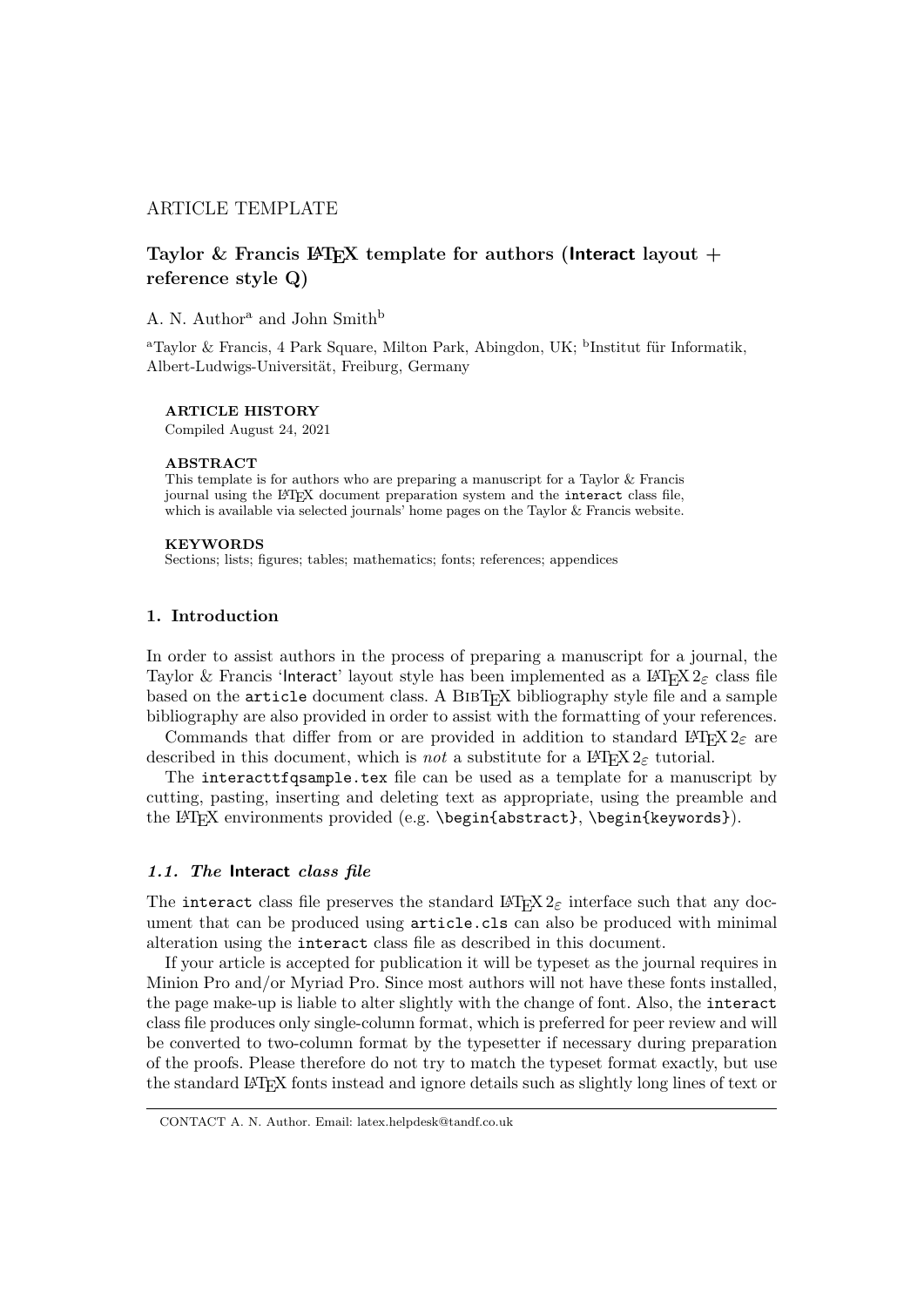ARTICLE TEMPLATE

# Taylor & Francis LaTeX template for authors (Interact layout + reference style Q)

A. N. Author[a] and John Smith[b]

[a]Taylor & Francis, 4 Park Square, Milton Park, Abingdon, UK; [b]Institut für Informatik, Albert-Ludwigs-Universität, Freiburg, Germany

**ARTICLE HISTORY**

Compiled August 24, 2021

**ABSTRACT**

This template is for authors who are preparing a manuscript for a Taylor & Francis journal using the LaTeX document preparation system and the `interact` class file, which is available via selected journals' home pages on the Taylor & Francis website.

**KEYWORDS**

Sections; lists; figures; tables; mathematics; fonts; references; appendices

## 1. Introduction

In order to assist authors in the process of preparing a manuscript for a journal, the Taylor & Francis 'Interact' layout style has been implemented as a LaTeX $2_\varepsilon$ class file based on the `article` document class. A BibTeX bibliography style file and a sample bibliography are also provided in order to assist with the formatting of your references.

Commands that differ from or are provided in addition to standard LaTeX $2_\varepsilon$ are described in this document, which is *not* a substitute for a LaTeX $2_\varepsilon$ tutorial.

The `interacttfqsample.tex` file can be used as a template for a manuscript by cutting, pasting, inserting and deleting text as appropriate, using the preamble and the LaTeX environments provided (e.g. `\begin{abstract}`, `\begin{keywords}`).

### 1.1. The Interact class file

The `interact` class file preserves the standard LaTeX $2_\varepsilon$ interface such that any document that can be produced using `article.cls` can also be produced with minimal alteration using the `interact` class file as described in this document.

If your article is accepted for publication it will be typeset as the journal requires in Minion Pro and/or Myriad Pro. Since most authors will not have these fonts installed, the page make-up is liable to alter slightly with the change of font. Also, the `interact` class file produces only single-column format, which is preferred for peer review and will be converted to two-column format by the typesetter if necessary during preparation of the proofs. Please therefore do not try to match the typeset format exactly, but use the standard LaTeX fonts instead and ignore details such as slightly long lines of text or

---

CONTACT A. N. Author. Email: latex.helpdesk@tandf.co.uk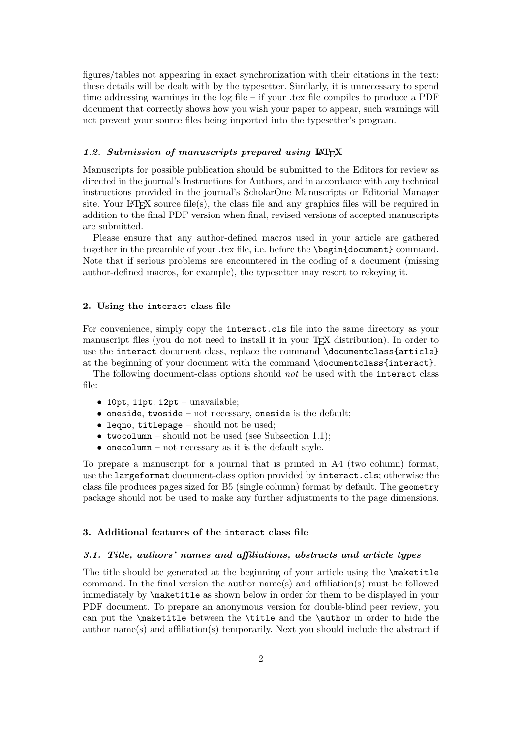figures/tables not appearing in exact synchronization with their citations in the text: these details will be dealt with by the typesetter. Similarly, it is unnecessary to spend time addressing warnings in the log file – if your .tex file compiles to produce a PDF document that correctly shows how you wish your paper to appear, such warnings will not prevent your source files being imported into the typesetter's program.

### *1.2. Submission of manuscripts prepared using LaTeX*

Manuscripts for possible publication should be submitted to the Editors for review as directed in the journal's Instructions for Authors, and in accordance with any technical instructions provided in the journal's ScholarOne Manuscripts or Editorial Manager site. Your LaTeX source file(s), the class file and any graphics files will be required in addition to the final PDF version when final, revised versions of accepted manuscripts are submitted.

Please ensure that any author-defined macros used in your article are gathered together in the preamble of your .tex file, i.e. before the `\begin{document}` command. Note that if serious problems are encountered in the coding of a document (missing author-defined macros, for example), the typesetter may resort to rekeying it.

## 2. Using the `interact` class file

For convenience, simply copy the `interact.cls` file into the same directory as your manuscript files (you do not need to install it in your TeX distribution). In order to use the `interact` document class, replace the command `\documentclass{article}` at the beginning of your document with the command `\documentclass{interact}`.

The following document-class options should *not* be used with the `interact` class file:

- `10pt`, `11pt`, `12pt` – unavailable;
- `oneside`, `twoside` – not necessary, `oneside` is the default;
- `leqno`, `titlepage` – should not be used;
- `twocolumn` – should not be used (see Subsection 1.1);
- `onecolumn` – not necessary as it is the default style.

To prepare a manuscript for a journal that is printed in A4 (two column) format, use the `largeformat` document-class option provided by `interact.cls`; otherwise the class file produces pages sized for B5 (single column) format by default. The `geometry` package should not be used to make any further adjustments to the page dimensions.

## 3. Additional features of the `interact` class file

### *3.1. Title, authors' names and affiliations, abstracts and article types*

The title should be generated at the beginning of your article using the `\maketitle` command. In the final version the author name(s) and affiliation(s) must be followed immediately by `\maketitle` as shown below in order for them to be displayed in your PDF document. To prepare an anonymous version for double-blind peer review, you can put the `\maketitle` between the `\title` and the `\author` in order to hide the author name(s) and affiliation(s) temporarily. Next you should include the abstract if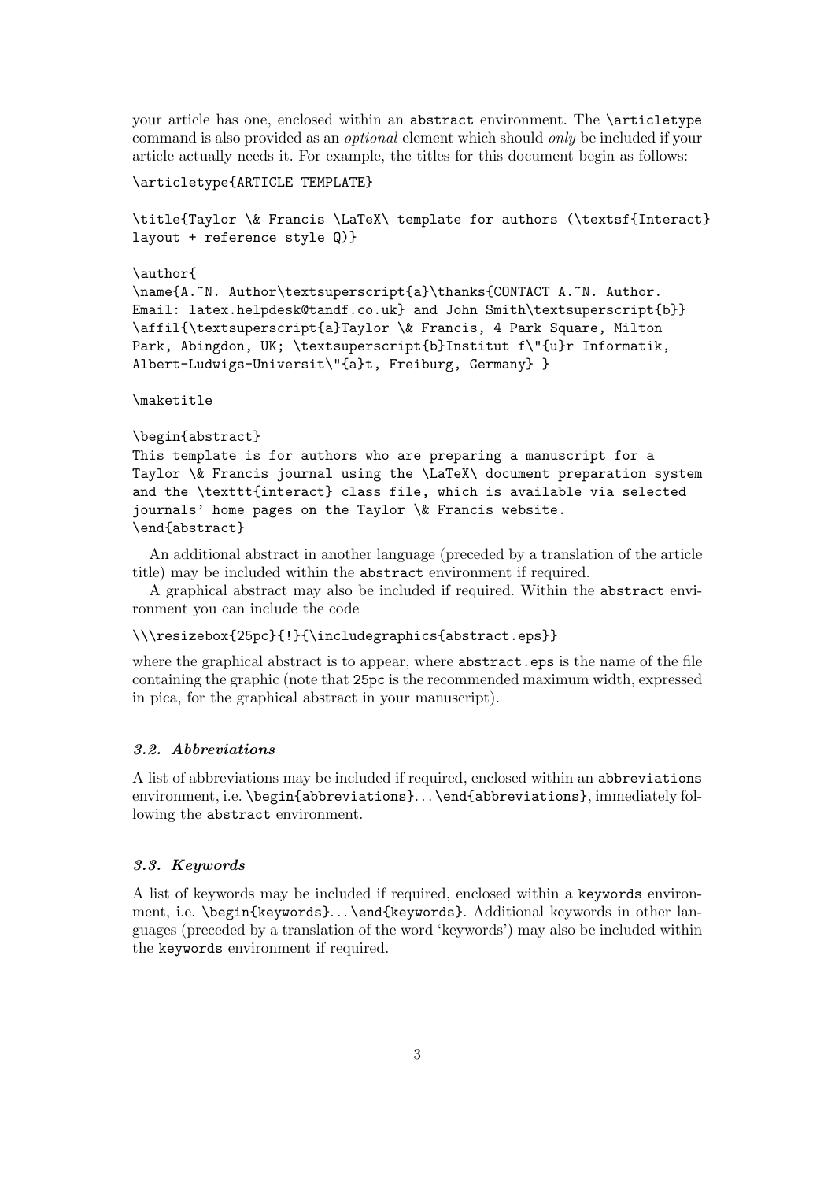your article has one, enclosed within an `abstract` environment. The `\articletype` command is also provided as an *optional* element which should *only* be included if your article actually needs it. For example, the titles for this document begin as follows:

```
\articletype{ARTICLE TEMPLATE}

\title{Taylor \& Francis \LaTeX\ template for authors (\textsf{Interact}
layout + reference style Q)}

\author{
\name{A.~N. Author\textsuperscript{a}\thanks{CONTACT A.~N. Author.
Email: latex.helpdesk@tandf.co.uk} and John Smith\textsuperscript{b}}
\affil{\textsuperscript{a}Taylor \& Francis, 4 Park Square, Milton
Park, Abingdon, UK; \textsuperscript{b}Institut f\"{u}r Informatik,
Albert-Ludwigs-Universit\"{a}t, Freiburg, Germany} }

\maketitle

\begin{abstract}
This template is for authors who are preparing a manuscript for a
Taylor \& Francis journal using the \LaTeX\ document preparation system
and the \texttt{interact} class file, which is available via selected
journals' home pages on the Taylor \& Francis website.
\end{abstract}
```

An additional abstract in another language (preceded by a translation of the article title) may be included within the `abstract` environment if required.

A graphical abstract may also be included if required. Within the `abstract` environment you can include the code

```
\\\resizebox{25pc}{!}{\includegraphics{abstract.eps}}
```

where the graphical abstract is to appear, where `abstract.eps` is the name of the file containing the graphic (note that `25pc` is the recommended maximum width, expressed in pica, for the graphical abstract in your manuscript).

### *3.2. Abbreviations*

A list of abbreviations may be included if required, enclosed within an `abbreviations` environment, i.e. `\begin{abbreviations}`...`\end{abbreviations}`, immediately following the `abstract` environment.

### *3.3. Keywords*

A list of keywords may be included if required, enclosed within a `keywords` environment, i.e. `\begin{keywords}`...`\end{keywords}`. Additional keywords in other languages (preceded by a translation of the word 'keywords') may also be included within the `keywords` environment if required.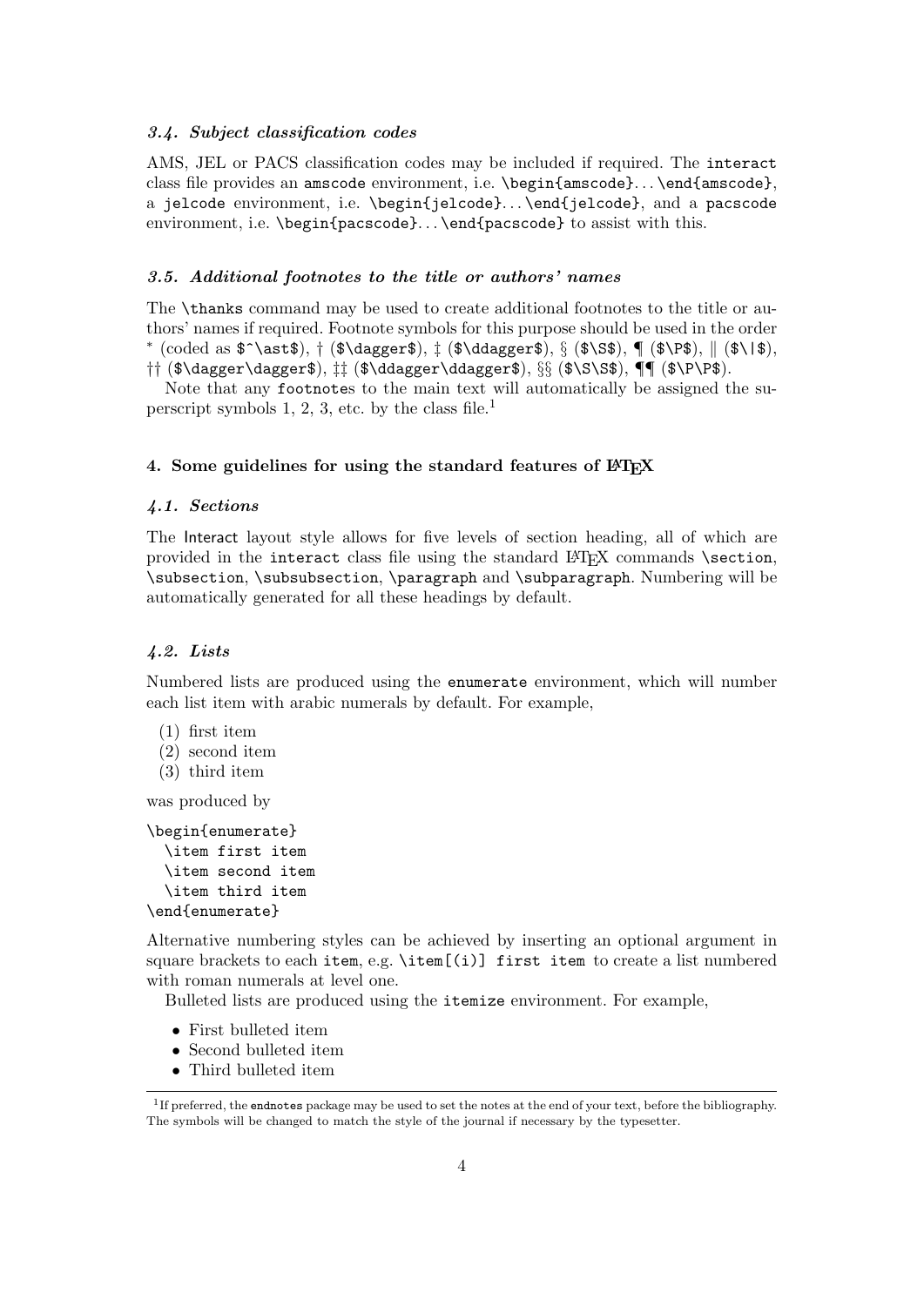### 3.4. Subject classification codes

AMS, JEL or PACS classification codes may be included if required. The `interact` class file provides an `amscode` environment, i.e. `\begin{amscode}`...`\end{amscode}`, a `jelcode` environment, i.e. `\begin{jelcode}`...`\end{jelcode}`, and a `pacscode` environment, i.e. `\begin{pacscode}`...`\end{pacscode}` to assist with this.

### 3.5. Additional footnotes to the title or authors' names

The `\thanks` command may be used to create additional footnotes to the title or authors' names if required. Footnote symbols for this purpose should be used in the order $^{\ast}$ (coded as `$^\ast$`), † (`$\dagger$`), ‡ (`$\ddagger$`), § (`$\S$`), ¶ (`$\P$`), ‖ (`$\|$`), †† (`$\dagger\dagger$`), ‡‡ (`$\ddagger\ddagger$`), §§ (`$\S\S$`), ¶¶ (`$\P\P$`).

Note that any `footnote`s to the main text will automatically be assigned the superscript symbols 1, 2, 3, etc. by the class file.[1]

## 4. Some guidelines for using the standard features of LaTeX

### 4.1. Sections

The Interact layout style allows for five levels of section heading, all of which are provided in the `interact` class file using the standard LaTeX commands `\section`, `\subsection`, `\subsubsection`, `\paragraph` and `\subparagraph`. Numbering will be automatically generated for all these headings by default.

### 4.2. Lists

Numbered lists are produced using the `enumerate` environment, which will number each list item with arabic numerals by default. For example,

(1) first item
(2) second item
(3) third item

was produced by

```
\begin{enumerate}
  \item first item
  \item second item
  \item third item
\end{enumerate}
```

Alternative numbering styles can be achieved by inserting an optional argument in square brackets to each `item`, e.g. `\item[(i)] first item` to create a list numbered with roman numerals at level one.

Bulleted lists are produced using the `itemize` environment. For example,

- First bulleted item
- Second bulleted item
- Third bulleted item

[1] If preferred, the `endnotes` package may be used to set the notes at the end of your text, before the bibliography. The symbols will be changed to match the style of the journal if necessary by the typesetter.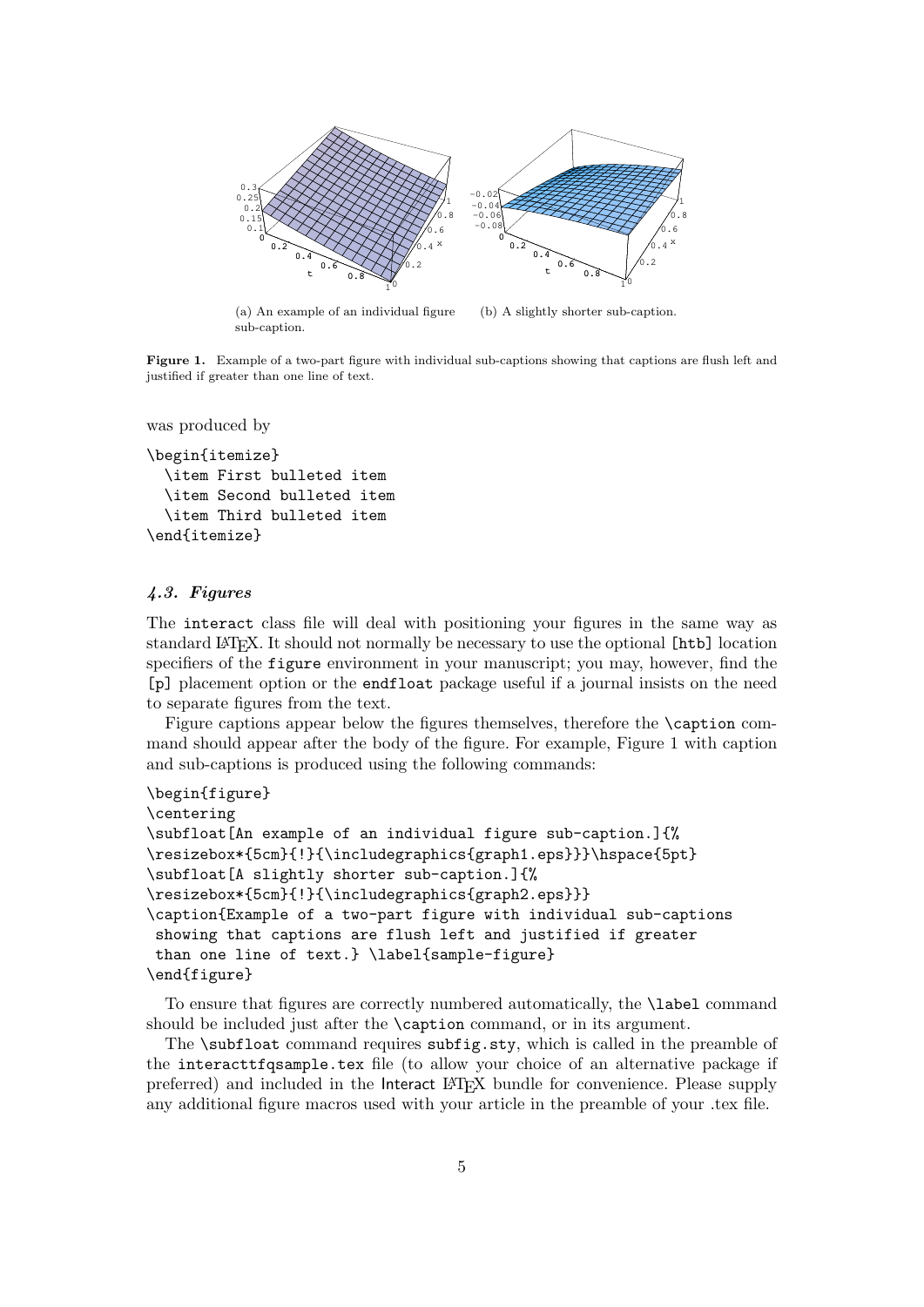(a) An example of an individual figure sub-caption.

(b) A slightly shorter sub-caption.

**Figure 1.** Example of a two-part figure with individual sub-captions showing that captions are flush left and justified if greater than one line of text.

was produced by

```
\begin{itemize}
  \item First bulleted item
  \item Second bulleted item
  \item Third bulleted item
\end{itemize}
```

### *4.3. Figures*

The interact class file will deal with positioning your figures in the same way as standard LaTeX. It should not normally be necessary to use the optional [htb] location specifiers of the figure environment in your manuscript; you may, however, find the [p] placement option or the endfloat package useful if a journal insists on the need to separate figures from the text.

Figure captions appear below the figures themselves, therefore the \caption command should appear after the body of the figure. For example, Figure 1 with caption and sub-captions is produced using the following commands:

```
\begin{figure}
\centering
\subfloat[An example of an individual figure sub-caption.]{%
\resizebox*{5cm}{!}{\includegraphics{graph1.eps}}}\hspace{5pt}
\subfloat[A slightly shorter sub-caption.]{%
\resizebox*{5cm}{!}{\includegraphics{graph2.eps}}}
\caption{Example of a two-part figure with individual sub-captions
 showing that captions are flush left and justified if greater
 than one line of text.} \label{sample-figure}
\end{figure}
```

To ensure that figures are correctly numbered automatically, the \label command should be included just after the \caption command, or in its argument.

The \subfloat command requires subfig.sty, which is called in the preamble of the interacttfqsample.tex file (to allow your choice of an alternative package if preferred) and included in the Interact LaTeX bundle for convenience. Please supply any additional figure macros used with your article in the preamble of your .tex file.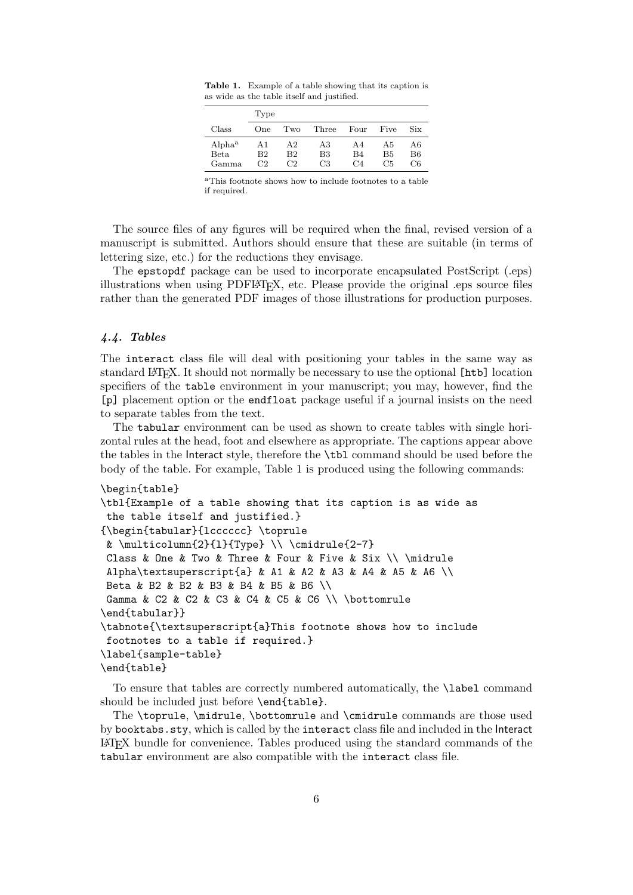**Table 1.** Example of a table showing that its caption is as wide as the table itself and justified.

| | Type | | | | | |
|---|---|---|---|---|---|---|
| Class | One | Two | Three | Four | Five | Six |
| Alpha[a] | A1 | A2 | A3 | A4 | A5 | A6 |
| Beta | B2 | B2 | B3 | B4 | B5 | B6 |
| Gamma | C2 | C2 | C3 | C4 | C5 | C6 |

[a]This footnote shows how to include footnotes to a table if required.

The source files of any figures will be required when the final, revised version of a manuscript is submitted. Authors should ensure that these are suitable (in terms of lettering size, etc.) for the reductions they envisage.

The epstopdf package can be used to incorporate encapsulated PostScript (.eps) illustrations when using PDFLaTeX, etc. Please provide the original .eps source files rather than the generated PDF images of those illustrations for production purposes.

### *4.4. Tables*

The interact class file will deal with positioning your tables in the same way as standard LaTeX. It should not normally be necessary to use the optional [htb] location specifiers of the table environment in your manuscript; you may, however, find the [p] placement option or the endfloat package useful if a journal insists on the need to separate tables from the text.

The tabular environment can be used as shown to create tables with single horizontal rules at the head, foot and elsewhere as appropriate. The captions appear above the tables in the Interact style, therefore the \tbl command should be used before the body of the table. For example, Table 1 is produced using the following commands:

```
\begin{table}
\tbl{Example of a table showing that its caption is as wide as
 the table itself and justified.}
{\begin{tabular}{lcccccc} \toprule
 & \multicolumn{2}{l}{Type} \\ \cmidrule{2-7}
 Class & One & Two & Three & Four & Five & Six \\ \midrule
 Alpha\textsuperscript{a} & A1 & A2 & A3 & A4 & A5 & A6 \\
 Beta & B2 & B2 & B3 & B4 & B5 & B6 \\
 Gamma & C2 & C2 & C3 & C4 & C5 & C6 \\ \bottomrule
\end{tabular}}
\tabnote{\textsuperscript{a}This footnote shows how to include
 footnotes to a table if required.}
\label{sample-table}
\end{table}
```

To ensure that tables are correctly numbered automatically, the \label command should be included just before \end{table}.

The \toprule, \midrule, \bottomrule and \cmidrule commands are those used by booktabs.sty, which is called by the interact class file and included in the Interact LaTeX bundle for convenience. Tables produced using the standard commands of the tabular environment are also compatible with the interact class file.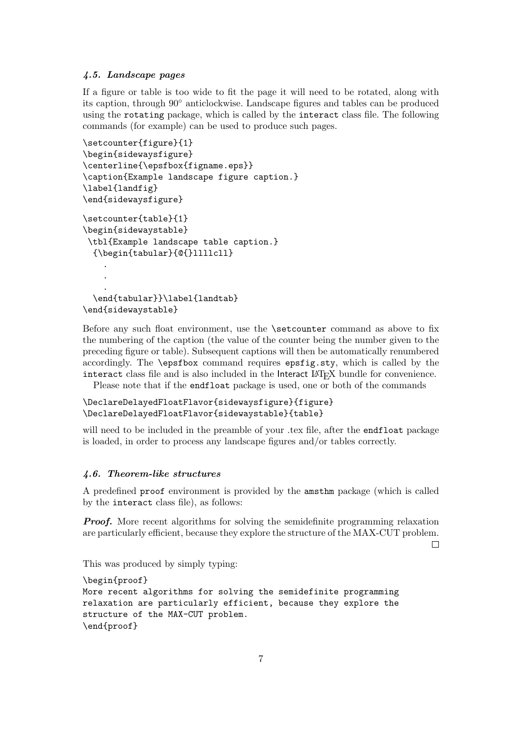### *4.5. Landscape pages*

If a figure or table is too wide to fit the page it will need to be rotated, along with its caption, through 90° anticlockwise. Landscape figures and tables can be produced using the `rotating` package, which is called by the `interact` class file. The following commands (for example) can be used to produce such pages.

```
\setcounter{figure}{1}
\begin{sidewaysfigure}
\centerline{\epsfbox{figname.eps}}
\caption{Example landscape figure caption.}
\label{landfig}
\end{sidewaysfigure}

\setcounter{table}{1}
\begin{sidewaystable}
 \tbl{Example landscape table caption.}
  {\begin{tabular}{@{}llllcll}
    .
    .
    .
  \end{tabular}}\label{landtab}
\end{sidewaystable}
```

Before any such float environment, use the `\setcounter` command as above to fix the numbering of the caption (the value of the counter being the number given to the preceding figure or table). Subsequent captions will then be automatically renumbered accordingly. The `\epsfbox` command requires `epsfig.sty`, which is called by the `interact` class file and is also included in the Interact LaTeX bundle for convenience.

Please note that if the `endfloat` package is used, one or both of the commands

```
\DeclareDelayedFloatFlavor{sidewaysfigure}{figure}
\DeclareDelayedFloatFlavor{sidewaystable}{table}
```

will need to be included in the preamble of your .tex file, after the `endfloat` package is loaded, in order to process any landscape figures and/or tables correctly.

### *4.6. Theorem-like structures*

A predefined `proof` environment is provided by the `amsthm` package (which is called by the `interact` class file), as follows:

***Proof.*** More recent algorithms for solving the semidefinite programming relaxation are particularly efficient, because they explore the structure of the MAX-CUT problem. □

This was produced by simply typing:

```
\begin{proof}
More recent algorithms for solving the semidefinite programming
relaxation are particularly efficient, because they explore the
structure of the MAX-CUT problem.
\end{proof}
```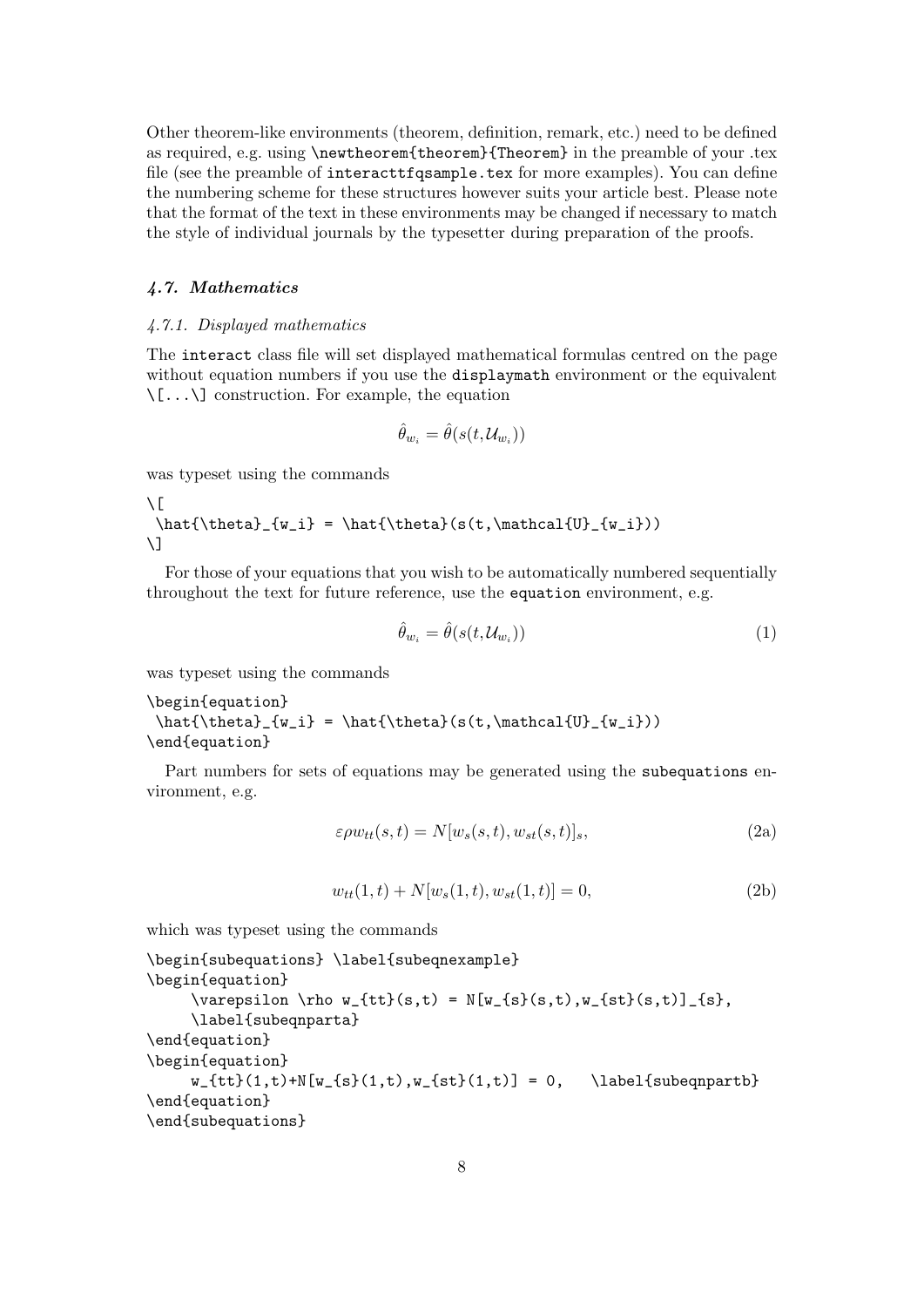Other theorem-like environments (theorem, definition, remark, etc.) need to be defined as required, e.g. using `\newtheorem{theorem}{Theorem}` in the preamble of your .tex file (see the preamble of `interacttfqsample.tex` for more examples). You can define the numbering scheme for these structures however suits your article best. Please note that the format of the text in these environments may be changed if necessary to match the style of individual journals by the typesetter during preparation of the proofs.

### *4.7. Mathematics*

#### *4.7.1. Displayed mathematics*

The `interact` class file will set displayed mathematical formulas centred on the page without equation numbers if you use the `displaymath` environment or the equivalent `\[...\]` construction. For example, the equation

$$\hat{\theta}_{w_i} = \hat{\theta}(s(t,\mathcal{U}_{w_i}))$$

was typeset using the commands

```
\[
 \hat{\theta}_{w_i} = \hat{\theta}(s(t,\mathcal{U}_{w_i}))
\]
```

For those of your equations that you wish to be automatically numbered sequentially throughout the text for future reference, use the `equation` environment, e.g.

$$\hat{\theta}_{w_i} = \hat{\theta}(s(t,\mathcal{U}_{w_i})) \tag{1}$$

was typeset using the commands

```
\begin{equation}
 \hat{\theta}_{w_i} = \hat{\theta}(s(t,\mathcal{U}_{w_i}))
\end{equation}
```

Part numbers for sets of equations may be generated using the `subequations` environment, e.g.

$$\varepsilon \rho w_{tt}(s,t) = N[w_{s}(s,t),w_{st}(s,t)]_{s}, \tag{2a}$$

$$w_{tt}(1,t)+N[w_{s}(1,t),w_{st}(1,t)] = 0, \tag{2b}$$

which was typeset using the commands

```
\begin{subequations} \label{subeqnexample}
\begin{equation}
     \varepsilon \rho w_{tt}(s,t) = N[w_{s}(s,t),w_{st}(s,t)]_{s},
     \label{subeqnparta}
\end{equation}
\begin{equation}
     w_{tt}(1,t)+N[w_{s}(1,t),w_{st}(1,t)] = 0,   \label{subeqnpartb}
\end{equation}
\end{subequations}
```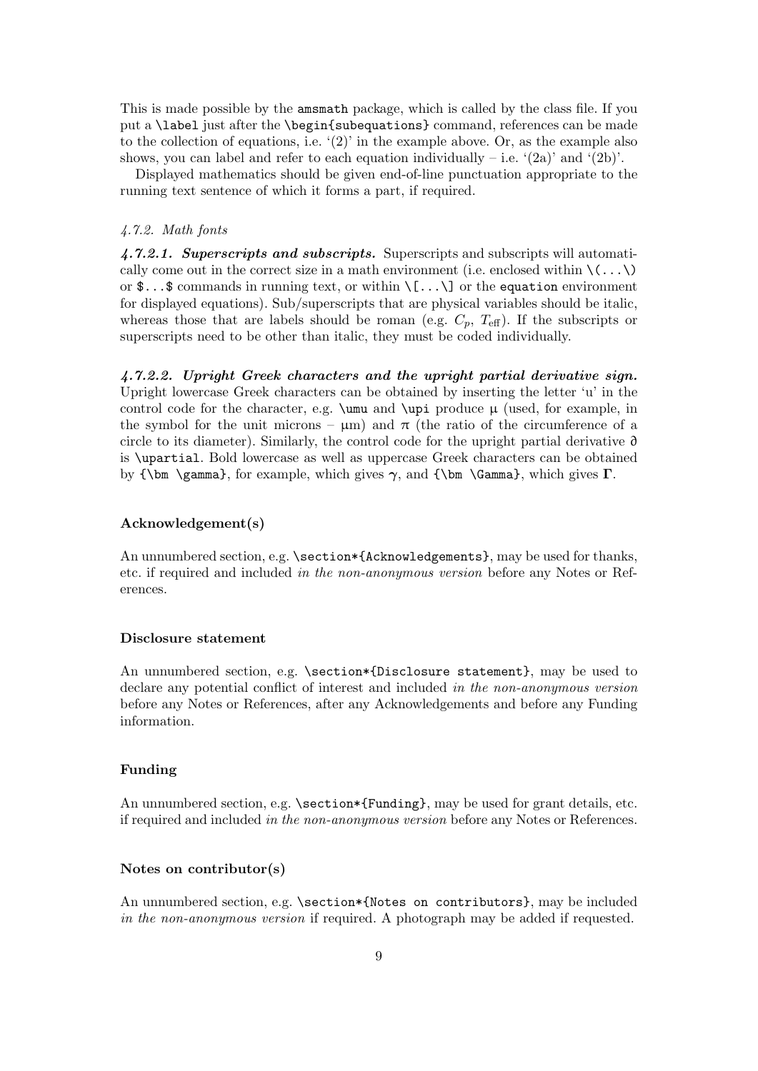This is made possible by the `amsmath` package, which is called by the class file. If you put a `\label` just after the `\begin{subequations}` command, references can be made to the collection of equations, i.e. '(2)' in the example above. Or, as the example also shows, you can label and refer to each equation individually – i.e. '(2a)' and '(2b)'.

Displayed mathematics should be given end-of-line punctuation appropriate to the running text sentence of which it forms a part, if required.

#### *4.7.2. Math fonts*

***4.7.2.1. Superscripts and subscripts.*** Superscripts and subscripts will automatically come out in the correct size in a math environment (i.e. enclosed within `\(...\)` or `$...$` commands in running text, or within `\[...\]` or the `equation` environment for displayed equations). Sub/superscripts that are physical variables should be italic, whereas those that are labels should be roman (e.g. $C_p$, $T_{\mathrm{eff}}$). If the subscripts or superscripts need to be other than italic, they must be coded individually.

***4.7.2.2. Upright Greek characters and the upright partial derivative sign.*** Upright lowercase Greek characters can be obtained by inserting the letter 'u' in the control code for the character, e.g. `\umu` and `\upi` produce µ (used, for example, in the symbol for the unit microns – µm) and π (the ratio of the circumference of a circle to its diameter). Similarly, the control code for the upright partial derivative ∂ is `\upartial`. Bold lowercase as well as uppercase Greek characters can be obtained by `{\bm \gamma}`, for example, which gives $\boldsymbol{\gamma}$, and `{\bm \Gamma}`, which gives $\boldsymbol{\Gamma}$.

## Acknowledgement(s)

An unnumbered section, e.g. `\section*{Acknowledgements}`, may be used for thanks, etc. if required and included *in the non-anonymous version* before any Notes or References.

## Disclosure statement

An unnumbered section, e.g. `\section*{Disclosure statement}`, may be used to declare any potential conflict of interest and included *in the non-anonymous version* before any Notes or References, after any Acknowledgements and before any Funding information.

## Funding

An unnumbered section, e.g. `\section*{Funding}`, may be used for grant details, etc. if required and included *in the non-anonymous version* before any Notes or References.

## Notes on contributor(s)

An unnumbered section, e.g. `\section*{Notes on contributors}`, may be included *in the non-anonymous version* if required. A photograph may be added if requested.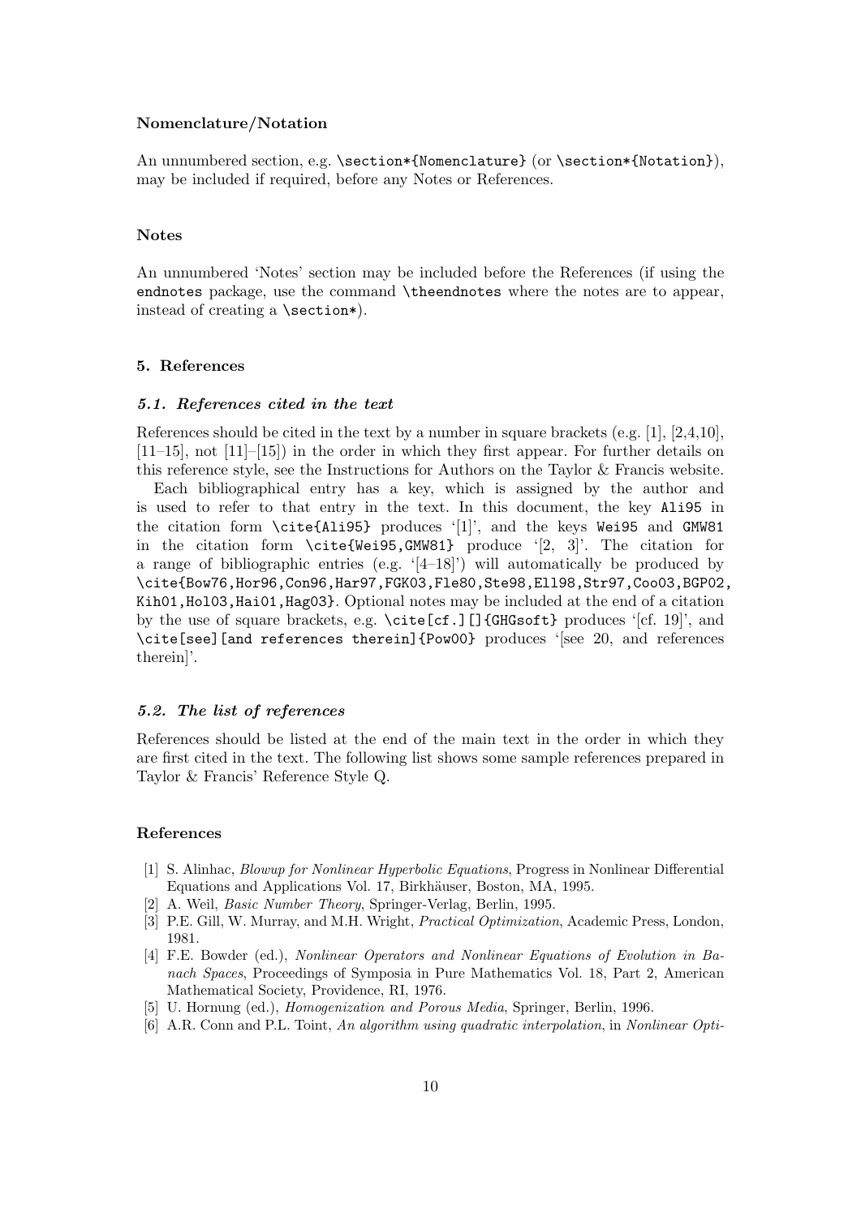### Nomenclature/Notation

An unnumbered section, e.g. `\section*{Nomenclature}` (or `\section*{Notation}`), may be included if required, before any Notes or References.

### Notes

An unnumbered 'Notes' section may be included before the References (if using the `endnotes` package, use the command `\theendnotes` where the notes are to appear, instead of creating a `\section*`).

## 5. References

### *5.1. References cited in the text*

References should be cited in the text by a number in square brackets (e.g. [1], [2,4,10], [11–15], not [11]–[15]) in the order in which they first appear. For further details on this reference style, see the Instructions for Authors on the Taylor & Francis website.

Each bibliographical entry has a key, which is assigned by the author and is used to refer to that entry in the text. In this document, the key `Ali95` in the citation form `\cite{Ali95}` produces '[1]', and the keys `Wei95` and `GMW81` in the citation form `\cite{Wei95,GMW81}` produce '[2, 3]'. The citation for a range of bibliographic entries (e.g. '[4–18]') will automatically be produced by `\cite{Bow76,Hor96,Con96,Har97,FGK03,Fle80,Ste98,Ell98,Str97,Coo03,BGP02,Kih01,Hol03,Hai01,Hag03}`. Optional notes may be included at the end of a citation by the use of square brackets, e.g. `\cite[cf.][]{GHGsoft}` produces '[cf. 19]', and `\cite[see][and references therein]{Pow00}` produces '[see 20, and references therein]'.

### *5.2. The list of references*

References should be listed at the end of the main text in the order in which they are first cited in the text. The following list shows some sample references prepared in Taylor & Francis' Reference Style Q.

### References

[1] S. Alinhac, *Blowup for Nonlinear Hyperbolic Equations*, Progress in Nonlinear Differential Equations and Applications Vol. 17, Birkhäuser, Boston, MA, 1995.

[2] A. Weil, *Basic Number Theory*, Springer-Verlag, Berlin, 1995.

[3] P.E. Gill, W. Murray, and M.H. Wright, *Practical Optimization*, Academic Press, London, 1981.

[4] F.E. Bowder (ed.), *Nonlinear Operators and Nonlinear Equations of Evolution in Banach Spaces*, Proceedings of Symposia in Pure Mathematics Vol. 18, Part 2, American Mathematical Society, Providence, RI, 1976.

[5] U. Hornung (ed.), *Homogenization and Porous Media*, Springer, Berlin, 1996.

[6] A.R. Conn and P.L. Toint, *An algorithm using quadratic interpolation*, in *Nonlinear Opti-*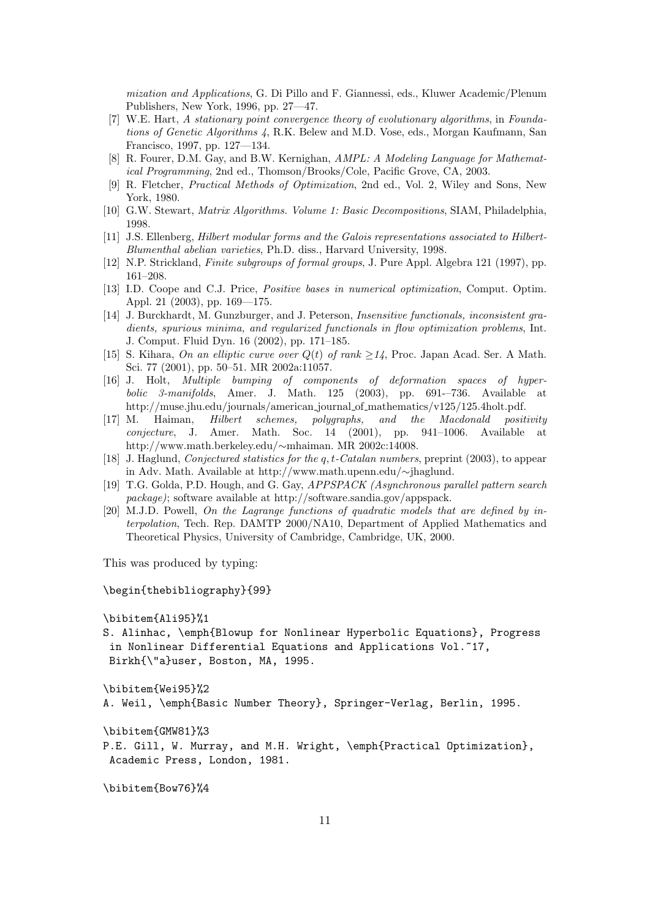*mization and Applications*, G. Di Pillo and F. Giannessi, eds., Kluwer Academic/Plenum Publishers, New York, 1996, pp. 27—47.

[7] W.E. Hart, *A stationary point convergence theory of evolutionary algorithms*, in *Foundations of Genetic Algorithms 4*, R.K. Belew and M.D. Vose, eds., Morgan Kaufmann, San Francisco, 1997, pp. 127—134.

[8] R. Fourer, D.M. Gay, and B.W. Kernighan, *AMPL: A Modeling Language for Mathematical Programming*, 2nd ed., Thomson/Brooks/Cole, Pacific Grove, CA, 2003.

[9] R. Fletcher, *Practical Methods of Optimization*, 2nd ed., Vol. 2, Wiley and Sons, New York, 1980.

[10] G.W. Stewart, *Matrix Algorithms. Volume 1: Basic Decompositions*, SIAM, Philadelphia, 1998.

[11] J.S. Ellenberg, *Hilbert modular forms and the Galois representations associated to Hilbert-Blumenthal abelian varieties*, Ph.D. diss., Harvard University, 1998.

[12] N.P. Strickland, *Finite subgroups of formal groups*, J. Pure Appl. Algebra 121 (1997), pp. 161–208.

[13] I.D. Coope and C.J. Price, *Positive bases in numerical optimization*, Comput. Optim. Appl. 21 (2003), pp. 169—175.

[14] J. Burckhardt, M. Gunzburger, and J. Peterson, *Insensitive functionals, inconsistent gradients, spurious minima, and regularized functionals in flow optimization problems*, Int. J. Comput. Fluid Dyn. 16 (2002), pp. 171–185.

[15] S. Kihara, *On an elliptic curve over $Q(t)$ of rank $\geq 14$*, Proc. Japan Acad. Ser. A Math. Sci. 77 (2001), pp. 50–51. MR 2002a:11057.

[16] J. Holt, *Multiple bumping of components of deformation spaces of hyperbolic 3-manifolds*, Amer. J. Math. 125 (2003), pp. 691-–736. Available at http://muse.jhu.edu/journals/american_journal_of_mathematics/v125/125.4holt.pdf.

[17] M. Haiman, *Hilbert schemes, polygraphs, and the Macdonald positivity conjecture*, J. Amer. Math. Soc. 14 (2001), pp. 941–1006. Available at http://www.math.berkeley.edu/∼mhaiman. MR 2002c:14008.

[18] J. Haglund, *Conjectured statistics for the $q,t$-Catalan numbers*, preprint (2003), to appear in Adv. Math. Available at http://www.math.upenn.edu/∼jhaglund.

[19] T.G. Golda, P.D. Hough, and G. Gay, *APPSPACK (Asynchronous parallel pattern search package)*; software available at http://software.sandia.gov/appspack.

[20] M.J.D. Powell, *On the Lagrange functions of quadratic models that are defined by interpolation*, Tech. Rep. DAMTP 2000/NA10, Department of Applied Mathematics and Theoretical Physics, University of Cambridge, Cambridge, UK, 2000.

This was produced by typing:

```
\begin{thebibliography}{99}

\bibitem{Ali95}%1
S. Alinhac, \emph{Blowup for Nonlinear Hyperbolic Equations}, Progress
 in Nonlinear Differential Equations and Applications Vol.~17,
 Birkh{\"a}user, Boston, MA, 1995.

\bibitem{Wei95}%2
A. Weil, \emph{Basic Number Theory}, Springer-Verlag, Berlin, 1995.

\bibitem{GMW81}%3
P.E. Gill, W. Murray, and M.H. Wright, \emph{Practical Optimization},
 Academic Press, London, 1981.

\bibitem{Bow76}%4
```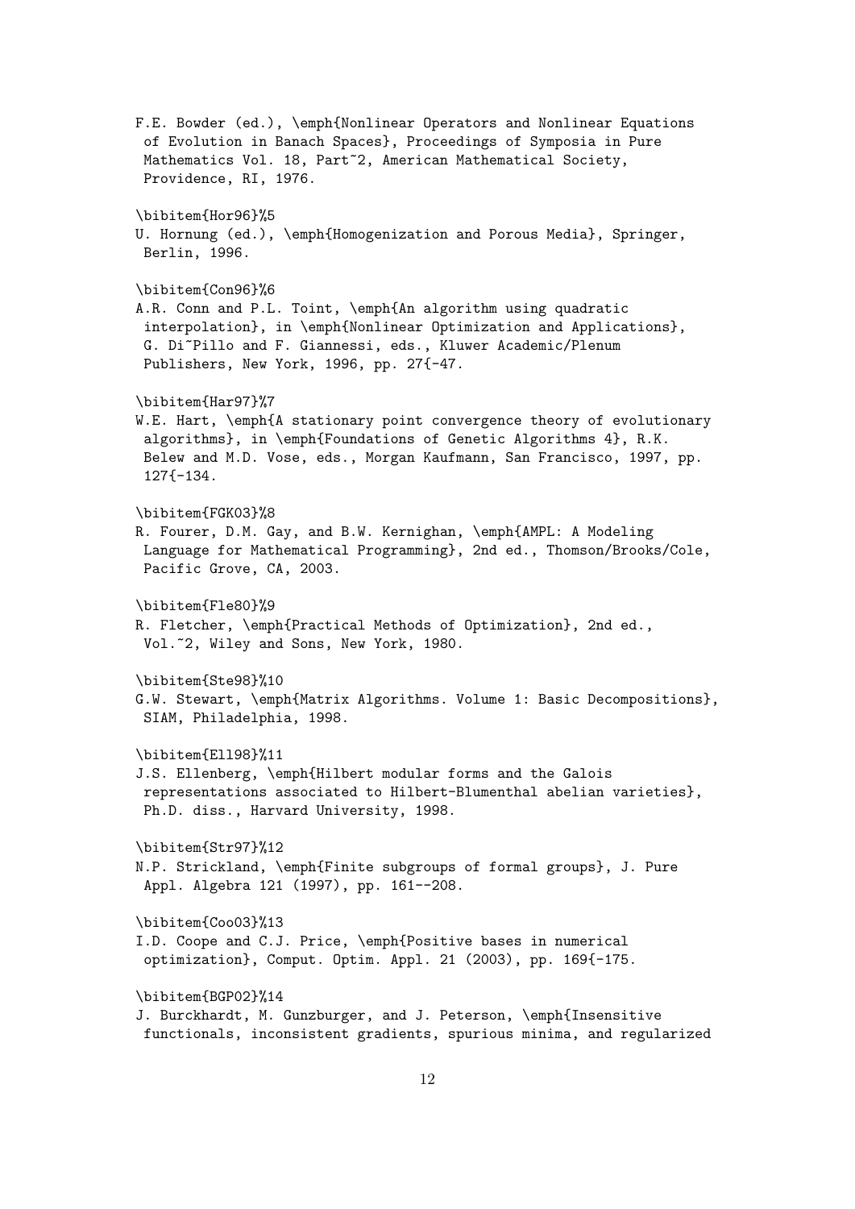```
F.E. Bowder (ed.), \emph{Nonlinear Operators and Nonlinear Equations
 of Evolution in Banach Spaces}, Proceedings of Symposia in Pure
 Mathematics Vol. 18, Part~2, American Mathematical Society,
 Providence, RI, 1976.

\bibitem{Hor96}%5
U. Hornung (ed.), \emph{Homogenization and Porous Media}, Springer,
 Berlin, 1996.

\bibitem{Con96}%6
A.R. Conn and P.L. Toint, \emph{An algorithm using quadratic
 interpolation}, in \emph{Nonlinear Optimization and Applications},
 G. Di~Pillo and F. Giannessi, eds., Kluwer Academic/Plenum
 Publishers, New York, 1996, pp. 27{-47.

\bibitem{Har97}%7
W.E. Hart, \emph{A stationary point convergence theory of evolutionary
 algorithms}, in \emph{Foundations of Genetic Algorithms 4}, R.K.
 Belew and M.D. Vose, eds., Morgan Kaufmann, San Francisco, 1997, pp.
 127{-134.

\bibitem{FGK03}%8
R. Fourer, D.M. Gay, and B.W. Kernighan, \emph{AMPL: A Modeling
 Language for Mathematical Programming}, 2nd ed., Thomson/Brooks/Cole,
 Pacific Grove, CA, 2003.

\bibitem{Fle80}%9
R. Fletcher, \emph{Practical Methods of Optimization}, 2nd ed.,
 Vol.~2, Wiley and Sons, New York, 1980.

\bibitem{Ste98}%10
G.W. Stewart, \emph{Matrix Algorithms. Volume 1: Basic Decompositions},
 SIAM, Philadelphia, 1998.

\bibitem{Ell98}%11
J.S. Ellenberg, \emph{Hilbert modular forms and the Galois
 representations associated to Hilbert-Blumenthal abelian varieties},
 Ph.D. diss., Harvard University, 1998.

\bibitem{Str97}%12
N.P. Strickland, \emph{Finite subgroups of formal groups}, J. Pure
 Appl. Algebra 121 (1997), pp. 161--208.

\bibitem{Coo03}%13
I.D. Coope and C.J. Price, \emph{Positive bases in numerical
 optimization}, Comput. Optim. Appl. 21 (2003), pp. 169{-175.

\bibitem{BGP02}%14
J. Burckhardt, M. Gunzburger, and J. Peterson, \emph{Insensitive
 functionals, inconsistent gradients, spurious minima, and regularized
```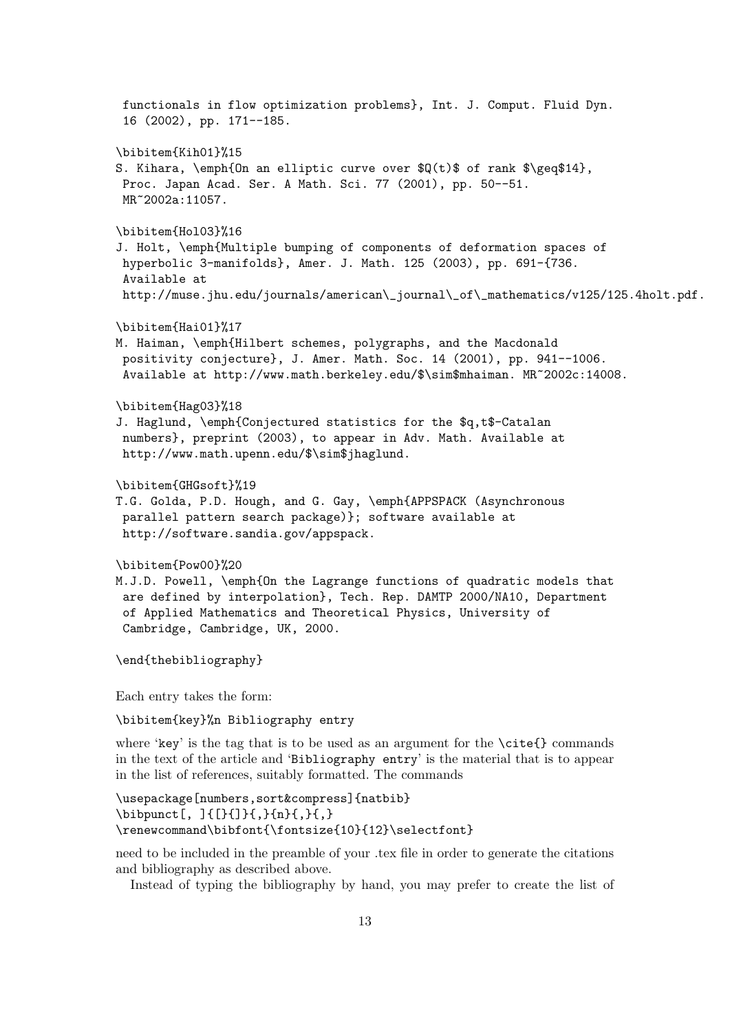```
 functionals in flow optimization problems}, Int. J. Comput. Fluid Dyn.
 16 (2002), pp. 171--185.

\bibitem{Kih01}%15
S. Kihara, \emph{On an elliptic curve over $Q(t)$ of rank $\geq$14},
 Proc. Japan Acad. Ser. A Math. Sci. 77 (2001), pp. 50--51.
 MR~2002a:11057.

\bibitem{Hol03}%16
J. Holt, \emph{Multiple bumping of components of deformation spaces of
 hyperbolic 3-manifolds}, Amer. J. Math. 125 (2003), pp. 691-{736.
 Available at
 http://muse.jhu.edu/journals/american\_journal\_of\_mathematics/v125/125.4holt.pdf.

\bibitem{Hai01}%17
M. Haiman, \emph{Hilbert schemes, polygraphs, and the Macdonald
 positivity conjecture}, J. Amer. Math. Soc. 14 (2001), pp. 941--1006.
 Available at http://www.math.berkeley.edu/$\sim$mhaiman. MR~2002c:14008.

\bibitem{Hag03}%18
J. Haglund, \emph{Conjectured statistics for the $q,t$-Catalan
 numbers}, preprint (2003), to appear in Adv. Math. Available at
 http://www.math.upenn.edu/$\sim$jhaglund.

\bibitem{GHGsoft}%19
T.G. Golda, P.D. Hough, and G. Gay, \emph{APPSPACK (Asynchronous
 parallel pattern search package)}; software available at
 http://software.sandia.gov/appspack.

\bibitem{Pow00}%20
M.J.D. Powell, \emph{On the Lagrange functions of quadratic models that
 are defined by interpolation}, Tech. Rep. DAMTP 2000/NA10, Department
 of Applied Mathematics and Theoretical Physics, University of
 Cambridge, Cambridge, UK, 2000.

\end{thebibliography}
```

Each entry takes the form:

```
\bibitem{key}%n Bibliography entry
```

where '`key`' is the tag that is to be used as an argument for the `\cite{}` commands in the text of the article and '`Bibliography entry`' is the material that is to appear in the list of references, suitably formatted. The commands

```
\usepackage[numbers,sort&compress]{natbib}
\bibpunct[, ]{[}{]}{,}{n}{,}{,}
\renewcommand\bibfont{\fontsize{10}{12}\selectfont}
```

need to be included in the preamble of your .tex file in order to generate the citations and bibliography as described above.

Instead of typing the bibliography by hand, you may prefer to create the list of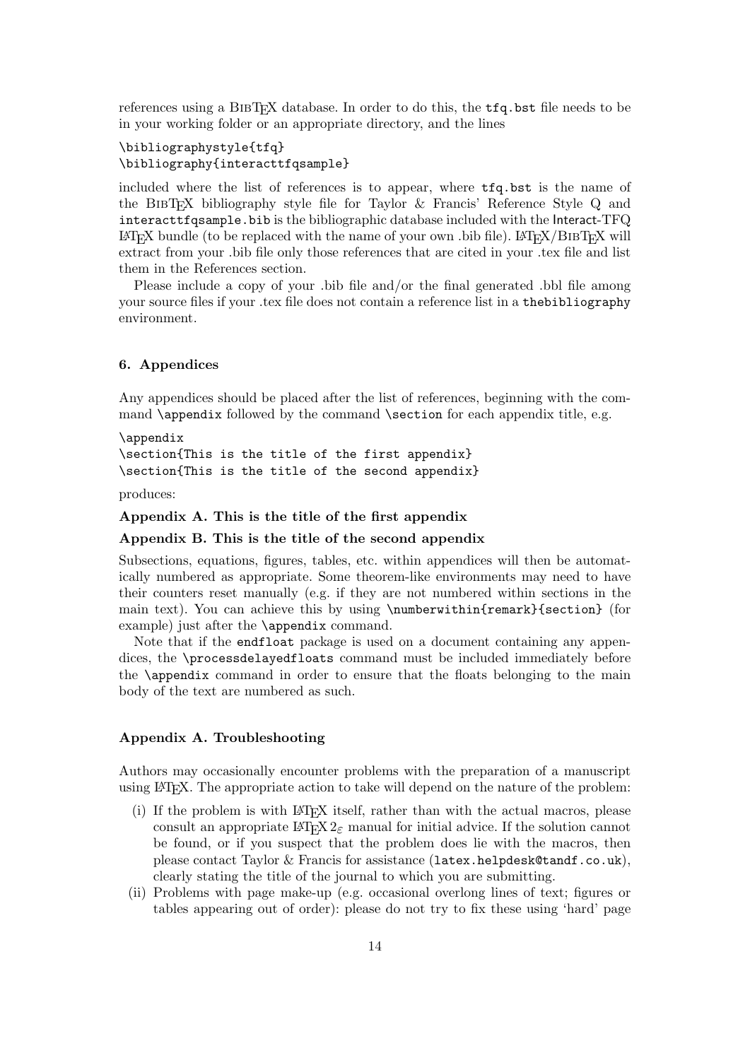references using a BibTeX database. In order to do this, the `tfq.bst` file needs to be in your working folder or an appropriate directory, and the lines

```
\bibliographystyle{tfq}
\bibliography{interacttfqsample}
```

included where the list of references is to appear, where `tfq.bst` is the name of the BibTeX bibliography style file for Taylor & Francis' Reference Style Q and `interacttfqsample.bib` is the bibliographic database included with the Interact-TFQ LaTeX bundle (to be replaced with the name of your own .bib file). LaTeX/BibTeX will extract from your .bib file only those references that are cited in your .tex file and list them in the References section.

Please include a copy of your .bib file and/or the final generated .bbl file among your source files if your .tex file does not contain a reference list in a `thebibliography` environment.

## 6. Appendices

Any appendices should be placed after the list of references, beginning with the command `\appendix` followed by the command `\section` for each appendix title, e.g.

```
\appendix
\section{This is the title of the first appendix}
\section{This is the title of the second appendix}
```

produces:

**Appendix A. This is the title of the first appendix**

**Appendix B. This is the title of the second appendix**

Subsections, equations, figures, tables, etc. within appendices will then be automatically numbered as appropriate. Some theorem-like environments may need to have their counters reset manually (e.g. if they are not numbered within sections in the main text). You can achieve this by using `\numberwithin{remark}{section}` (for example) just after the `\appendix` command.

Note that if the `endfloat` package is used on a document containing any appendices, the `\processdelayedfloats` command must be included immediately before the `\appendix` command in order to ensure that the floats belonging to the main body of the text are numbered as such.

## Appendix A. Troubleshooting

Authors may occasionally encounter problems with the preparation of a manuscript using LaTeX. The appropriate action to take will depend on the nature of the problem:

(i) If the problem is with LaTeX itself, rather than with the actual macros, please consult an appropriate LaTeX $2_\varepsilon$ manual for initial advice. If the solution cannot be found, or if you suspect that the problem does lie with the macros, then please contact Taylor & Francis for assistance (`latex.helpdesk@tandf.co.uk`), clearly stating the title of the journal to which you are submitting.

(ii) Problems with page make-up (e.g. occasional overlong lines of text; figures or tables appearing out of order): please do not try to fix these using 'hard' page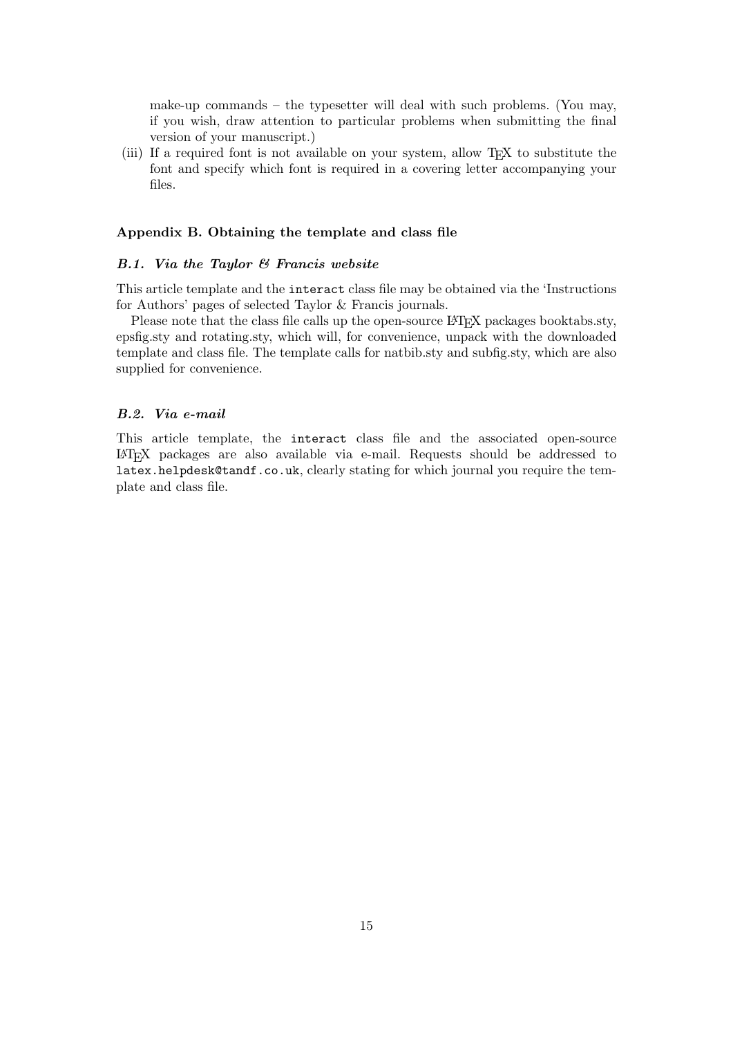make-up commands – the typesetter will deal with such problems. (You may, if you wish, draw attention to particular problems when submitting the final version of your manuscript.)

(iii) If a required font is not available on your system, allow TEX to substitute the font and specify which font is required in a covering letter accompanying your files.

## Appendix B. Obtaining the template and class file

### *B.1. Via the Taylor & Francis website*

This article template and the `interact` class file may be obtained via the 'Instructions for Authors' pages of selected Taylor & Francis journals.

Please note that the class file calls up the open-source LATEX packages booktabs.sty, epsfig.sty and rotating.sty, which will, for convenience, unpack with the downloaded template and class file. The template calls for natbib.sty and subfig.sty, which are also supplied for convenience.

### *B.2. Via e-mail*

This article template, the `interact` class file and the associated open-source LATEX packages are also available via e-mail. Requests should be addressed to `latex.helpdesk@tandf.co.uk`, clearly stating for which journal you require the template and class file.